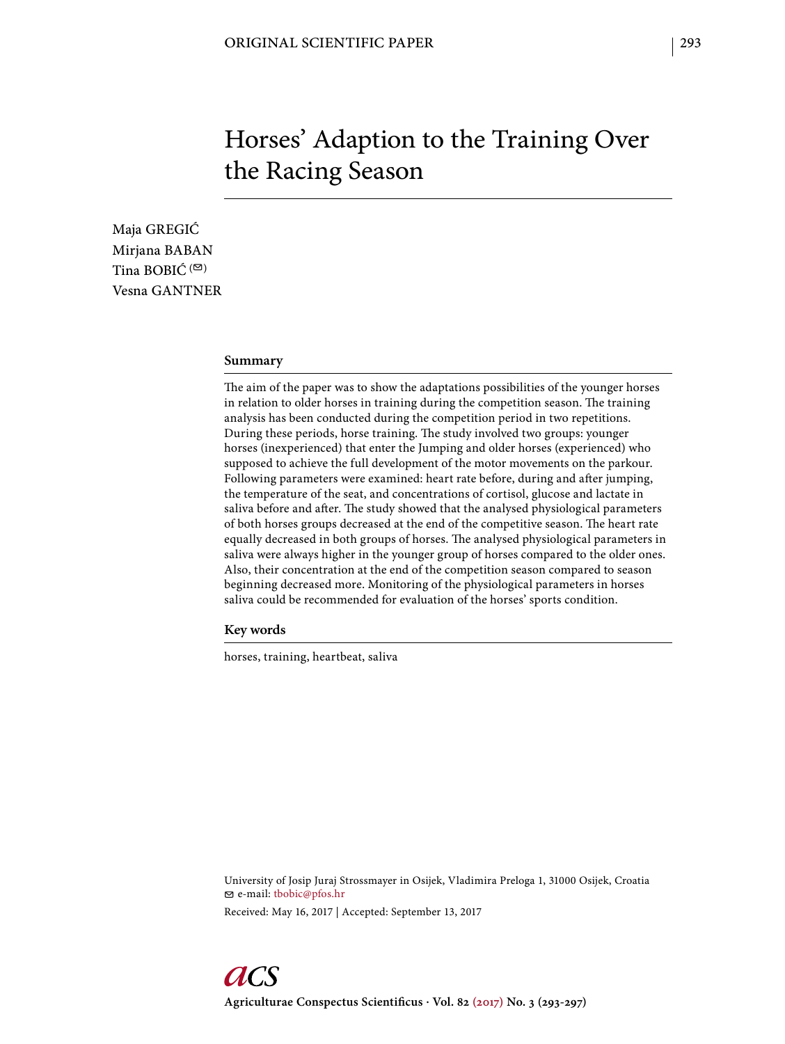ORIGINAL SCIENTIFIC PAPER

# Horses' Adaption to the Training Over the Racing Season

Maja GREGIĆ
Mirjana BABAN
Tina BOBIĆ (✉)
Vesna GANTNER

## Summary

The aim of the paper was to show the adaptations possibilities of the younger horses in relation to older horses in training during the competition season. The training analysis has been conducted during the competition period in two repetitions. During these periods, horse training. The study involved two groups: younger horses (inexperienced) that enter the Jumping and older horses (experienced) who supposed to achieve the full development of the motor movements on the parkour. Following parameters were examined: heart rate before, during and after jumping, the temperature of the seat, and concentrations of cortisol, glucose and lactate in saliva before and after. The study showed that the analysed physiological parameters of both horses groups decreased at the end of the competitive season. The heart rate equally decreased in both groups of horses. The analysed physiological parameters in saliva were always higher in the younger group of horses compared to the older ones. Also, their concentration at the end of the competition season compared to season beginning decreased more. Monitoring of the physiological parameters in horses saliva could be recommended for evaluation of the horses' sports condition.

## Key words

horses, training, heartbeat, saliva

University of Josip Juraj Strossmayer in Osijek, Vladimira Preloga 1, 31000 Osijek, Croatia
✉ e-mail: tbobic@pfos.hr

Received: May 16, 2017 | Accepted: September 13, 2017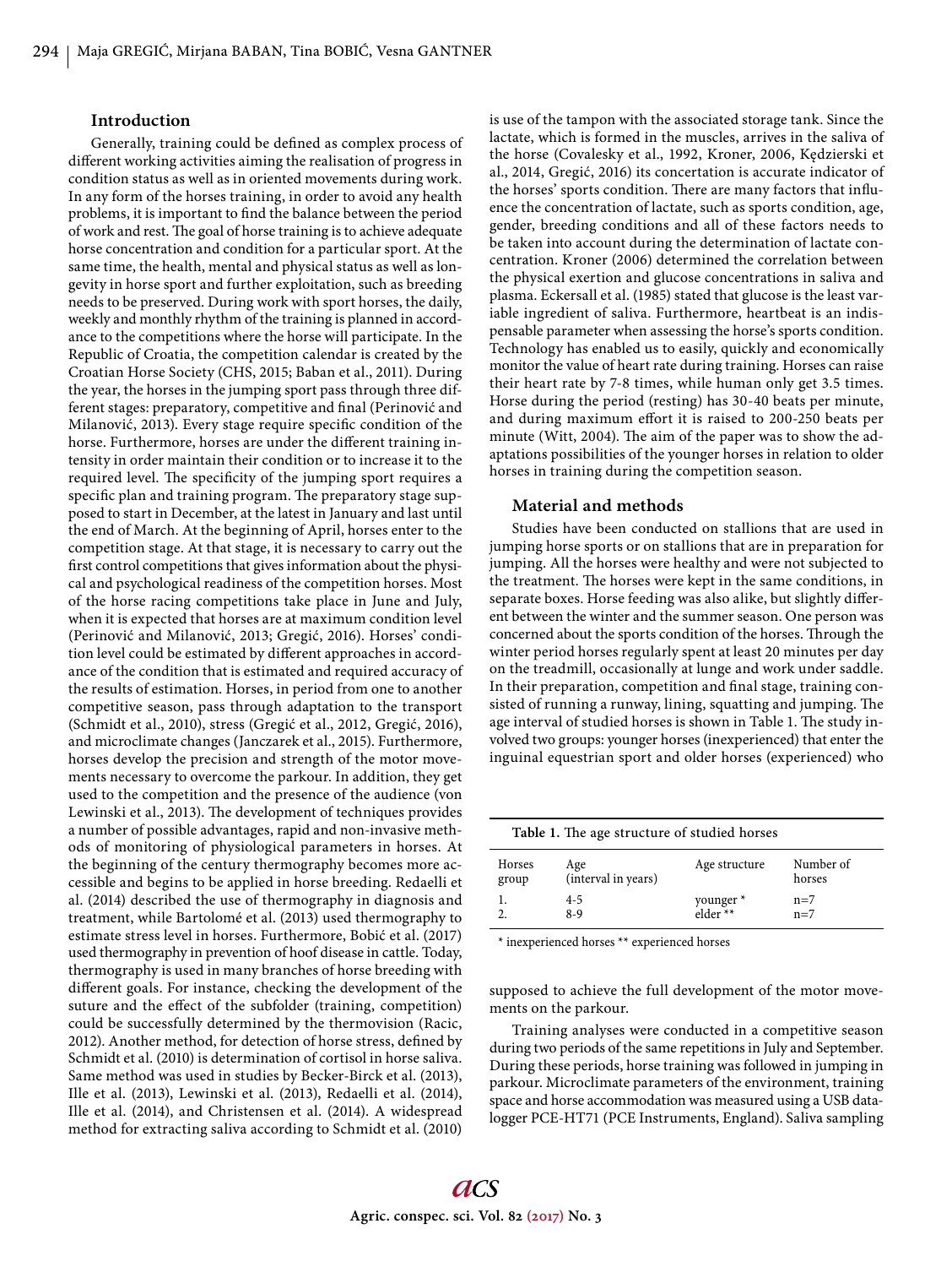## Introduction

Generally, training could be defined as complex process of different working activities aiming the realisation of progress in condition status as well as in oriented movements during work. In any form of the horses training, in order to avoid any health problems, it is important to find the balance between the period of work and rest. The goal of horse training is to achieve adequate horse concentration and condition for a particular sport. At the same time, the health, mental and physical status as well as longevity in horse sport and further exploitation, such as breeding needs to be preserved. During work with sport horses, the daily, weekly and monthly rhythm of the training is planned in accordance to the competitions where the horse will participate. In the Republic of Croatia, the competition calendar is created by the Croatian Horse Society (CHS, 2015; Baban et al., 2011). During the year, the horses in the jumping sport pass through three different stages: preparatory, competitive and final (Perinović and Milanović, 2013). Every stage require specific condition of the horse. Furthermore, horses are under the different training intensity in order maintain their condition or to increase it to the required level. The specificity of the jumping sport requires a specific plan and training program. The preparatory stage supposed to start in December, at the latest in January and last until the end of March. At the beginning of April, horses enter to the competition stage. At that stage, it is necessary to carry out the first control competitions that gives information about the physical and psychological readiness of the competition horses. Most of the horse racing competitions take place in June and July, when it is expected that horses are at maximum condition level (Perinović and Milanović, 2013; Gregić, 2016). Horses' condition level could be estimated by different approaches in accordance of the condition that is estimated and required accuracy of the results of estimation. Horses, in period from one to another competitive season, pass through adaptation to the transport (Schmidt et al., 2010), stress (Gregić et al., 2012, Gregić, 2016), and microclimate changes (Janczarek et al., 2015). Furthermore, horses develop the precision and strength of the motor movements necessary to overcome the parkour. In addition, they get used to the competition and the presence of the audience (von Lewinski et al., 2013). The development of techniques provides a number of possible advantages, rapid and non-invasive methods of monitoring of physiological parameters in horses. At the beginning of the century thermography becomes more accessible and begins to be applied in horse breeding. Redaelli et al. (2014) described the use of thermography in diagnosis and treatment, while Bartolomé et al. (2013) used thermography to estimate stress level in horses. Furthermore, Bobić et al. (2017) used thermography in prevention of hoof disease in cattle. Today, thermography is used in many branches of horse breeding with different goals. For instance, checking the development of the suture and the effect of the subfolder (training, competition) could be successfully determined by the thermovision (Racic, 2012). Another method, for detection of horse stress, defined by Schmidt et al. (2010) is determination of cortisol in horse saliva. Same method was used in studies by Becker-Birck et al. (2013), Ille et al. (2013), Lewinski et al. (2013), Redaelli et al. (2014), Ille et al. (2014), and Christensen et al. (2014). A widespread method for extracting saliva according to Schmidt et al. (2010) is use of the tampon with the associated storage tank. Since the lactate, which is formed in the muscles, arrives in the saliva of the horse (Covalesky et al., 1992, Kroner, 2006, Kędzierski et al., 2014, Gregić, 2016) its concertation is accurate indicator of the horses' sports condition. There are many factors that influence the concentration of lactate, such as sports condition, age, gender, breeding conditions and all of these factors needs to be taken into account during the determination of lactate concentration. Kroner (2006) determined the correlation between the physical exertion and glucose concentrations in saliva and plasma. Eckersall et al. (1985) stated that glucose is the least variable ingredient of saliva. Furthermore, heartbeat is an indispensable parameter when assessing the horse's sports condition. Technology has enabled us to easily, quickly and economically monitor the value of heart rate during training. Horses can raise their heart rate by 7-8 times, while human only get 3.5 times. Horse during the period (resting) has 30-40 beats per minute, and during maximum effort it is raised to 200-250 beats per minute (Witt, 2004). The aim of the paper was to show the adaptations possibilities of the younger horses in relation to older horses in training during the competition season.

## Material and methods

Studies have been conducted on stallions that are used in jumping horse sports or on stallions that are in preparation for jumping. All the horses were healthy and were not subjected to the treatment. The horses were kept in the same conditions, in separate boxes. Horse feeding was also alike, but slightly different between the winter and the summer season. One person was concerned about the sports condition of the horses. Through the winter period horses regularly spent at least 20 minutes per day on the treadmill, occasionally at lunge and work under saddle. In their preparation, competition and final stage, training consisted of running a runway, lining, squatting and jumping. The age interval of studied horses is shown in Table 1. The study involved two groups: younger horses (inexperienced) that enter the inguinal equestrian sport and older horses (experienced) who supposed to achieve the full development of the motor movements on the parkour.

**Table 1.** The age structure of studied horses

| Horses group | Age (interval in years) | Age structure | Number of horses |
|---|---|---|---|
| 1. | 4-5 | younger * | n=7 |
| 2. | 8-9 | elder ** | n=7 |

\* inexperienced horses ** experienced horses

Training analyses were conducted in a competitive season during two periods of the same repetitions in July and September. During these periods, horse training was followed in jumping in parkour. Microclimate parameters of the environment, training space and horse accommodation was measured using a USB datalogger PCE-HT71 (PCE Instruments, England). Saliva sampling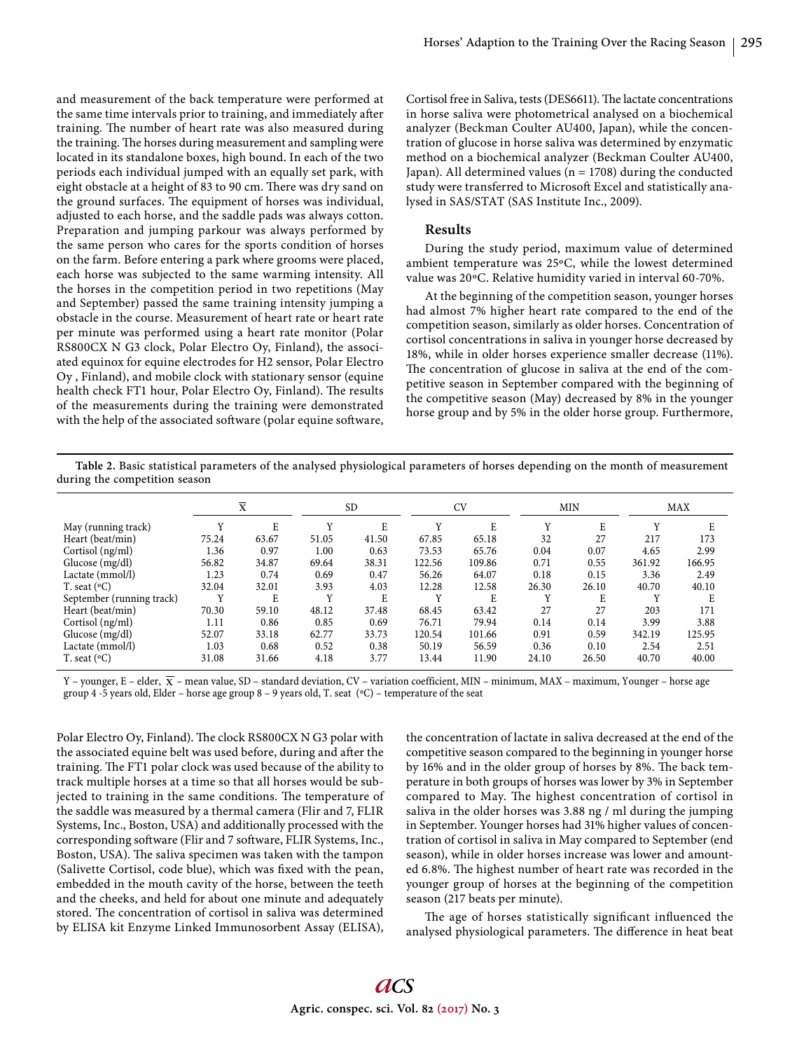and measurement of the back temperature were performed at the same time intervals prior to training, and immediately after training. The number of heart rate was also measured during the training. The horses during measurement and sampling were located in its standalone boxes, high bound. In each of the two periods each individual jumped with an equally set park, with eight obstacle at a height of 83 to 90 cm. There was dry sand on the ground surfaces. The equipment of horses was individual, adjusted to each horse, and the saddle pads was always cotton. Preparation and jumping parkour was always performed by the same person who cares for the sports condition of horses on the farm. Before entering a park where grooms were placed, each horse was subjected to the same warming intensity. All the horses in the competition period in two repetitions (May and September) passed the same training intensity jumping a obstacle in the course. Measurement of heart rate or heart rate per minute was performed using a heart rate monitor (Polar RS800CX N G3 clock, Polar Electro Oy, Finland), the associated equinox for equine electrodes for H2 sensor, Polar Electro Oy , Finland), and mobile clock with stationary sensor (equine health check FT1 hour, Polar Electro Oy, Finland). The results of the measurements during the training were demonstrated with the help of the associated software (polar equine software, Polar Electro Oy, Finland). The clock RS800CX N G3 polar with the associated equine belt was used before, during and after the training. The FT1 polar clock was used because of the ability to track multiple horses at a time so that all horses would be subjected to training in the same conditions. The temperature of the saddle was measured by a thermal camera (Flir and 7, FLIR Systems, Inc., Boston, USA) and additionally processed with the corresponding software (Flir and 7 software, FLIR Systems, Inc., Boston, USA). The saliva specimen was taken with the tampon (Salivette Cortisol, code blue), which was fixed with the pean, embedded in the mouth cavity of the horse, between the teeth and the cheeks, and held for about one minute and adequately stored. The concentration of cortisol in saliva was determined by ELISA kit Enzyme Linked Immunosorbent Assay (ELISA), Cortisol free in Saliva, tests (DES6611). The lactate concentrations in horse saliva were photometrical analysed on a biochemical analyzer (Beckman Coulter AU400, Japan), while the concentration of glucose in horse saliva was determined by enzymatic method on a biochemical analyzer (Beckman Coulter AU400, Japan). All determined values (n = 1708) during the conducted study were transferred to Microsoft Excel and statistically analysed in SAS/STAT (SAS Institute Inc., 2009).

## Results

During the study period, maximum value of determined ambient temperature was 25ºC, while the lowest determined value was 20ºC. Relative humidity varied in interval 60-70%.

At the beginning of the competition season, younger horses had almost 7% higher heart rate compared to the end of the competition season, similarly as older horses. Concentration of cortisol concentrations in saliva in younger horse decreased by 18%, while in older horses experience smaller decrease (11%). The concentration of glucose in saliva at the end of the competitive season in September compared with the beginning of the competitive season (May) decreased by 8% in the younger horse group and by 5% in the older horse group. Furthermore, the concentration of lactate in saliva decreased at the end of the competitive season compared to the beginning in younger horse by 16% and in the older group of horses by 8%. The back temperature in both groups of horses was lower by 3% in September compared to May. The highest concentration of cortisol in saliva in the older horses was 3.88 ng / ml during the jumping in September. Younger horses had 31% higher values of concentration of cortisol in saliva in May compared to September (end season), while in older horses increase was lower and amounted 6.8%. The highest number of heart rate was recorded in the younger group of horses at the beginning of the competition season (217 beats per minute).

**Table 2.** Basic statistical parameters of the analysed physiological parameters of horses depending on the month of measurement during the competition season

| | $\overline{x}$ | | SD | | CV | | MIN | | MAX | |
|---|---|---|---|---|---|---|---|---|---|---|
| May (running track) | Y | E | Y | E | Y | E | Y | E | Y | E |
| Heart (beat/min) | 75.24 | 63.67 | 51.05 | 41.50 | 67.85 | 65.18 | 32 | 27 | 217 | 173 |
| Cortisol (ng/ml) | 1.36 | 0.97 | 1.00 | 0.63 | 73.53 | 65.76 | 0.04 | 0.07 | 4.65 | 2.99 |
| Glucose (mg/dl) | 56.82 | 34.87 | 69.64 | 38.31 | 122.56 | 109.86 | 0.71 | 0.55 | 361.92 | 166.95 |
| Lactate (mmol/l) | 1.23 | 0.74 | 0.69 | 0.47 | 56.26 | 64.07 | 0.18 | 0.15 | 3.36 | 2.49 |
| T. seat (ºC) | 32.04 | 32.01 | 3.93 | 4.03 | 12.28 | 12.58 | 26.30 | 26.10 | 40.70 | 40.10 |
| September (running track) | Y | E | Y | E | Y | E | Y | E | Y | E |
| Heart (beat/min) | 70.30 | 59.10 | 48.12 | 37.48 | 68.45 | 63.42 | 27 | 27 | 203 | 171 |
| Cortisol (ng/ml) | 1.11 | 0.86 | 0.85 | 0.69 | 76.71 | 79.94 | 0.14 | 0.14 | 3.99 | 3.88 |
| Glucose (mg/dl) | 52.07 | 33.18 | 62.77 | 33.73 | 120.54 | 101.66 | 0.91 | 0.59 | 342.19 | 125.95 |
| Lactate (mmol/l) | 1.03 | 0.68 | 0.52 | 0.38 | 50.19 | 56.59 | 0.36 | 0.10 | 2.54 | 2.51 |
| T. seat (ºC) | 31.08 | 31.66 | 4.18 | 3.77 | 13.44 | 11.90 | 24.10 | 26.50 | 40.70 | 40.00 |

Y – younger, E – elder, $\overline{x}$ – mean value, SD – standard deviation, CV – variation coefficient, MIN – minimum, MAX – maximum, Younger – horse age group 4 -5 years old, Elder – horse age group 8 – 9 years old, T. seat (ºC) – temperature of the seat

The age of horses statistically significant influenced the analysed physiological parameters. The difference in heat beat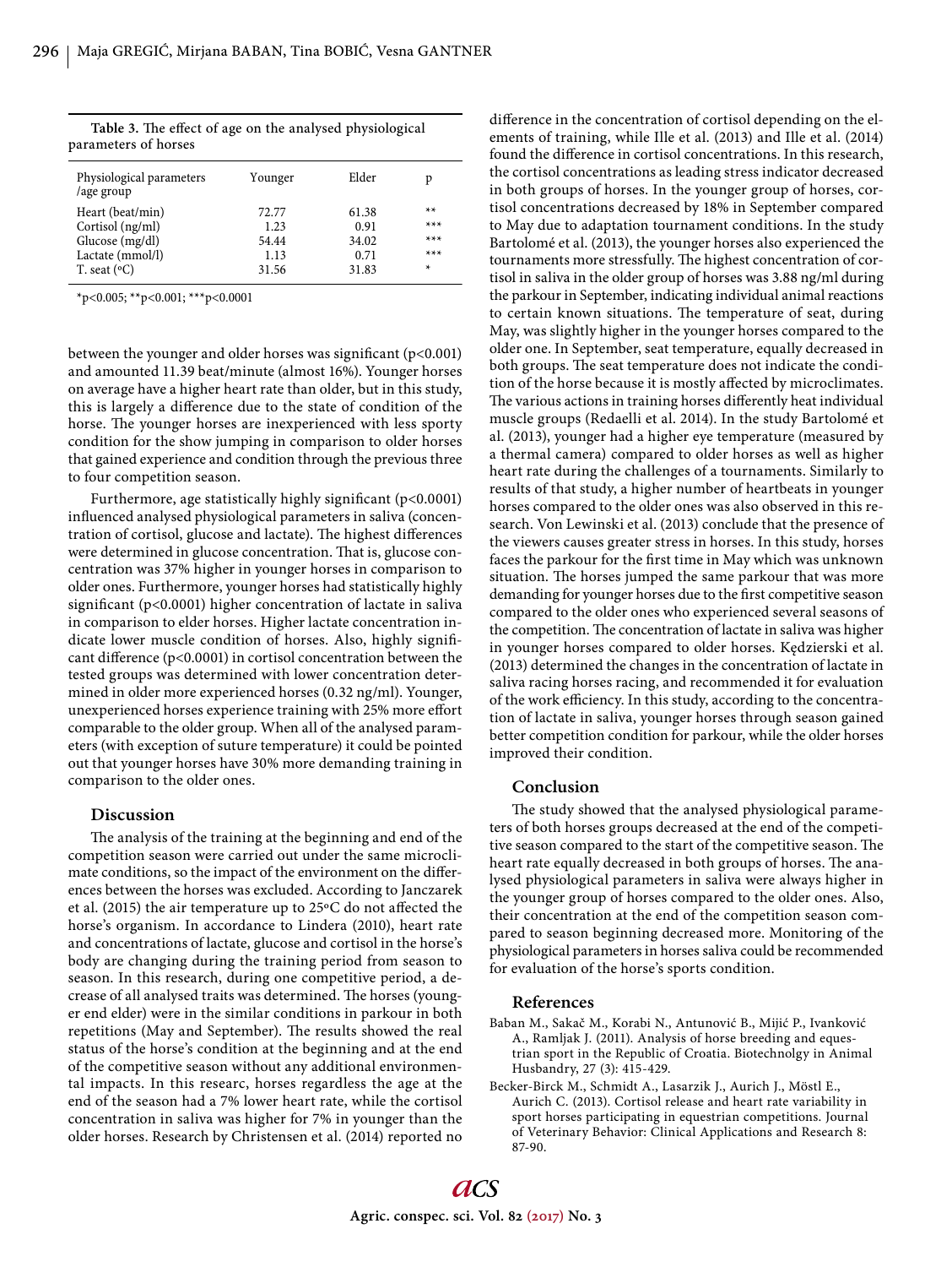**Table 3.** The effect of age on the analysed physiological parameters of horses

| Physiological parameters /age group | Younger | Elder | p |
|---|---|---|---|
| Heart (beat/min) | 72.77 | 61.38 | ** |
| Cortisol (ng/ml) | 1.23 | 0.91 | *** |
| Glucose (mg/dl) | 54.44 | 34.02 | *** |
| Lactate (mmol/l) | 1.13 | 0.71 | *** |
| T. seat (ºC) | 31.56 | 31.83 | * |

*p<0.005; **p<0.001; ***p<0.0001

between the younger and older horses was significant (p<0.001) and amounted 11.39 beat/minute (almost 16%). Younger horses on average have a higher heart rate than older, but in this study, this is largely a difference due to the state of condition of the horse. The younger horses are inexperienced with less sporty condition for the show jumping in comparison to older horses that gained experience and condition through the previous three to four competition season.

Furthermore, age statistically highly significant (p<0.0001) influenced analysed physiological parameters in saliva (concentration of cortisol, glucose and lactate). The highest differences were determined in glucose concentration. That is, glucose concentration was 37% higher in younger horses in comparison to older ones. Furthermore, younger horses had statistically highly significant (p<0.0001) higher concentration of lactate in saliva in comparison to elder horses. Higher lactate concentration indicate lower muscle condition of horses. Also, highly significant difference (p<0.0001) in cortisol concentration between the tested groups was determined with lower concentration determined in older more experienced horses (0.32 ng/ml). Younger, unexperienced horses experience training with 25% more effort comparable to the older group. When all of the analysed parameters (with exception of suture temperature) it could be pointed out that younger horses have 30% more demanding training in comparison to the older ones.

## Discussion

The analysis of the training at the beginning and end of the competition season were carried out under the same microclimate conditions, so the impact of the environment on the differences between the horses was excluded. According to Janczarek et al. (2015) the air temperature up to 25ºC do not affected the horse's organism. In accordance to Lindera (2010), heart rate and concentrations of lactate, glucose and cortisol in the horse's body are changing during the training period from season to season. In this research, during one competitive period, a decrease of all analysed traits was determined. The horses (younger end elder) were in the similar conditions in parkour in both repetitions (May and September). The results showed the real status of the horse's condition at the beginning and at the end of the competitive season without any additional environmental impacts. In this researc, horses regardless the age at the end of the season had a 7% lower heart rate, while the cortisol concentration in saliva was higher for 7% in younger than the older horses. Research by Christensen et al. (2014) reported no difference in the concentration of cortisol depending on the elements of training, while Ille et al. (2013) and Ille et al. (2014) found the difference in cortisol concentrations. In this research, the cortisol concentrations as leading stress indicator decreased in both groups of horses. In the younger group of horses, cortisol concentrations decreased by 18% in September compared to May due to adaptation tournament conditions. In the study Bartolomé et al. (2013), the younger horses also experienced the tournaments more stressfully. The highest concentration of cortisol in saliva in the older group of horses was 3.88 ng/ml during the parkour in September, indicating individual animal reactions to certain known situations. The temperature of seat, during May, was slightly higher in the younger horses compared to the older one. In September, seat temperature, equally decreased in both groups. The seat temperature does not indicate the condition of the horse because it is mostly affected by microclimates. The various actions in training horses differently heat individual muscle groups (Redaelli et al. 2014). In the study Bartolomé et al. (2013), younger had a higher eye temperature (measured by a thermal camera) compared to older horses as well as higher heart rate during the challenges of a tournaments. Similarly to results of that study, a higher number of heartbeats in younger horses compared to the older ones was also observed in this research. Von Lewinski et al. (2013) conclude that the presence of the viewers causes greater stress in horses. In this study, horses faces the parkour for the first time in May which was unknown situation. The horses jumped the same parkour that was more demanding for younger horses due to the first competitive season compared to the older ones who experienced several seasons of the competition. The concentration of lactate in saliva was higher in younger horses compared to older horses. Kędzierski et al. (2013) determined the changes in the concentration of lactate in saliva racing horses racing, and recommended it for evaluation of the work efficiency. In this study, according to the concentration of lactate in saliva, younger horses through season gained better competition condition for parkour, while the older horses improved their condition.

## Conclusion

The study showed that the analysed physiological parameters of both horses groups decreased at the end of the competitive season compared to the start of the competitive season. The heart rate equally decreased in both groups of horses. The analysed physiological parameters in saliva were always higher in the younger group of horses compared to the older ones. Also, their concentration at the end of the competition season compared to season beginning decreased more. Monitoring of the physiological parameters in horses saliva could be recommended for evaluation of the horse's sports condition.

## References

Baban M., Sakač M., Korabi N., Antunović B., Mijić P., Ivanković A., Ramljak J. (2011). Analysis of horse breeding and equestrian sport in the Republic of Croatia. Biotechnolgy in Animal Husbandry, 27 (3): 415-429.

Becker-Birck M., Schmidt A., Lasarzik J., Aurich J., Möstl E., Aurich C. (2013). Cortisol release and heart rate variability in sport horses participating in equestrian competitions. Journal of Veterinary Behavior: Clinical Applications and Research 8: 87-90.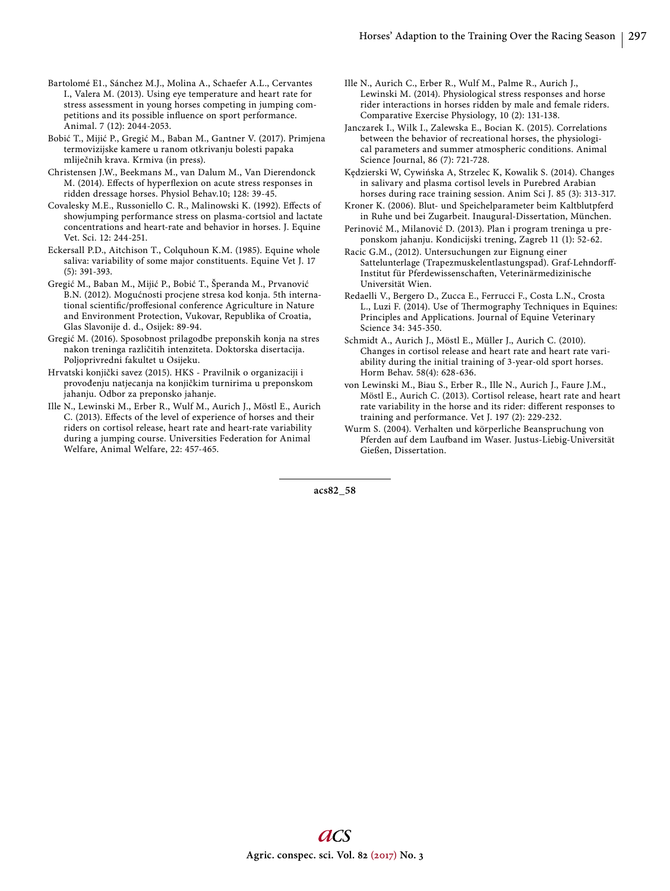Bartolomé E1., Sánchez M.J., Molina A., Schaefer A.L., Cervantes I., Valera M. (2013). Using eye temperature and heart rate for stress assessment in young horses competing in jumping competitions and its possible influence on sport performance. Animal. 7 (12): 2044-2053.

Bobić T., Mijić P., Gregić M., Baban M., Gantner V. (2017). Primjena termovizijske kamere u ranom otkrivanju bolesti papaka mliječnih krava. Krmiva (in press).

Christensen J.W., Beekmans M., van Dalum M., Van Dierendonck M. (2014). Effects of hyperflexion on acute stress responses in ridden dressage horses. Physiol Behav.10; 128: 39-45.

Covalesky M.E., Russoniello C. R., Malinowski K. (1992). Effects of showjumping performance stress on plasma-cortsiol and lactate concentrations and heart-rate and behavior in horses. J. Equine Vet. Sci. 12: 244-251.

Eckersall P.D., Aitchison T., Colquhoun K.M. (1985). Equine whole saliva: variability of some major constituents. Equine Vet J. 17 (5): 391-393.

Gregić M., Baban M., Mijić P., Bobić T., Šperanda M., Prvanović B.N. (2012). Mogućnosti procjene stresa kod konja. 5th international scientific/proffesional conference Agriculture in Nature and Environment Protection, Vukovar, Republika of Croatia, Glas Slavonije d. d., Osijek: 89-94.

Gregić M. (2016). Sposobnost prilagodbe preponskih konja na stres nakon treninga različitih intenziteta. Doktorska disertacija. Poljoprivredni fakultet u Osijeku.

Hrvatski konjički savez (2015). HKS - Pravilnik o organizaciji i provođenju natjecanja na konjičkim turnirima u preponskom jahanju. Odbor za preponsko jahanje.

Ille N., Lewinski M., Erber R., Wulf M., Aurich J., Möstl E., Aurich C. (2013). Effects of the level of experience of horses and their riders on cortisol release, heart rate and heart-rate variability during a jumping course. Universities Federation for Animal Welfare, Animal Welfare, 22: 457-465.

Ille N., Aurich C., Erber R., Wulf M., Palme R., Aurich J., Lewinski M. (2014). Physiological stress responses and horse rider interactions in horses ridden by male and female riders. Comparative Exercise Physiology, 10 (2): 131-138.

Janczarek I., Wilk I., Zalewska E., Bocian K. (2015). Correlations between the behavior of recreational horses, the physiological parameters and summer atmospheric conditions. Animal Science Journal, 86 (7): 721-728.

Kędzierski W, Cywińska A, Strzelec K, Kowalik S. (2014). Changes in salivary and plasma cortisol levels in Purebred Arabian horses during race training session. Anim Sci J. 85 (3): 313-317.

Kroner K. (2006). Blut- und Speichelparameter beim Kaltblutpferd in Ruhe und bei Zugarbeit. Inaugural-Dissertation, München.

Perinović M., Milanović D. (2013). Plan i program treninga u preponskom jahanju. Kondicijski trening, Zagreb 11 (1): 52-62.

Racic G.M., (2012). Untersuchungen zur Eignung einer Sattelunterlage (Trapezmuskelentlastungspad). Graf-Lehndorff-Institut für Pferdewissenschaften, Veterinärmedizinische Universität Wien.

Redaelli V., Bergero D., Zucca E., Ferrucci F., Costa L.N., Crosta L., Luzi F. (2014). Use of Thermography Techniques in Equines: Principles and Applications. Journal of Equine Veterinary Science 34: 345-350.

Schmidt A., Aurich J., Möstl E., Müller J., Aurich C. (2010). Changes in cortisol release and heart rate and heart rate variability during the initial training of 3-year-old sport horses. Horm Behav. 58(4): 628-636.

von Lewinski M., Biau S., Erber R., Ille N., Aurich J., Faure J.M., Möstl E., Aurich C. (2013). Cortisol release, heart rate and heart rate variability in the horse and its rider: different responses to training and performance. Vet J. 197 (2): 229-232.

Wurm S. (2004). Verhalten und körperliche Beanspruchung von Pferden auf dem Laufband im Waser. Justus-Liebig-Universität Gießen, Dissertation.

**acs82_58**